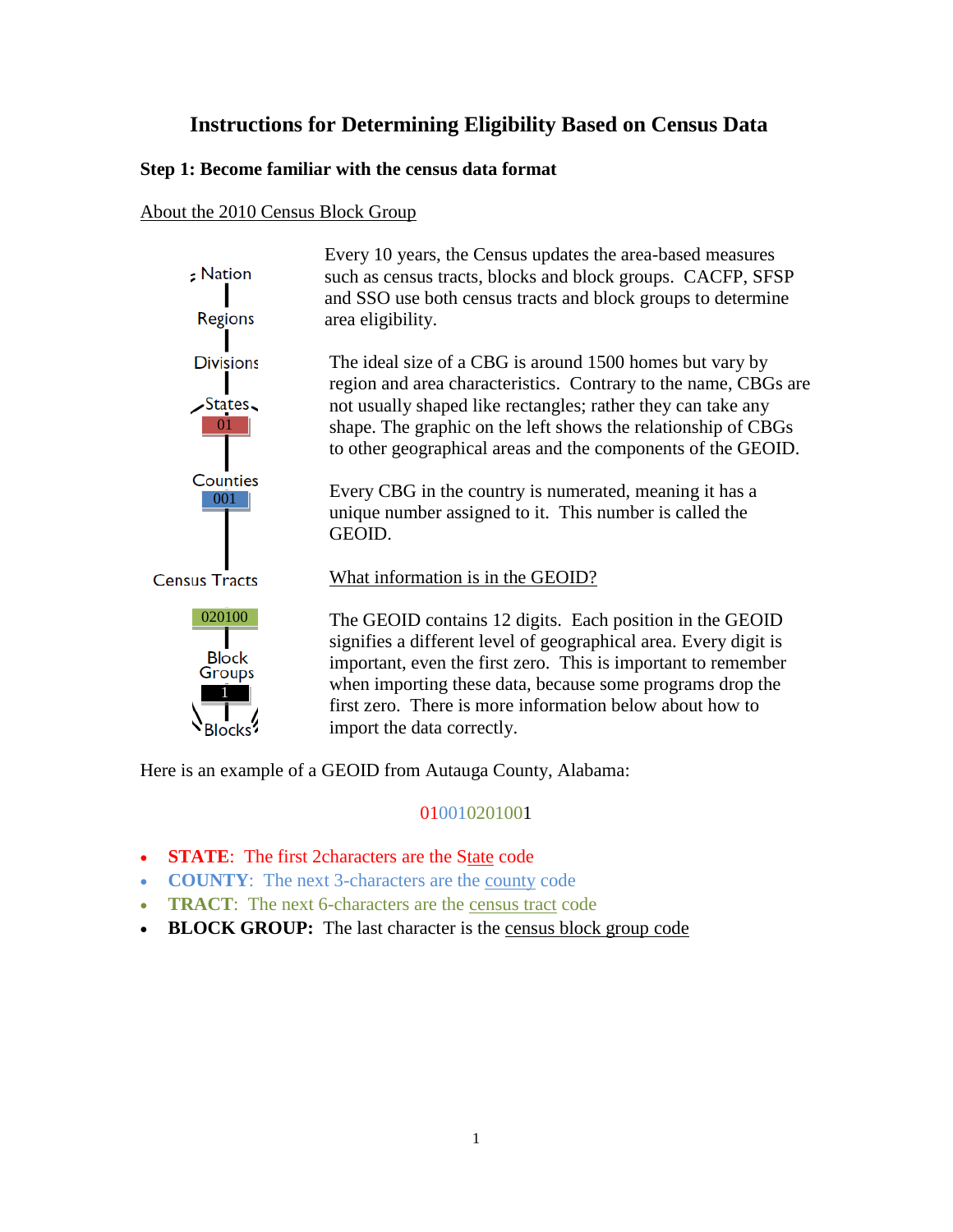# Instructions for Determining Eligibility Based on Census Data

**Step 1: Become familiar with the census data format**

About the 2010 Census Block Group

Nation
Regions
Divisions
States
01
Counties
001
Census Tracts
020100
Block Groups
1
Blocks

Every 10 years, the Census updates the area-based measures such as census tracts, blocks and block groups. CACFP, SFSP and SSO use both census tracts and block groups to determine area eligibility.

The ideal size of a CBG is around 1500 homes but vary by region and area characteristics. Contrary to the name, CBGs are not usually shaped like rectangles; rather they can take any shape. The graphic on the left shows the relationship of CBGs to other geographical areas and the components of the GEOID.

Every CBG in the country is numerated, meaning it has a unique number assigned to it. This number is called the GEOID.

What information is in the GEOID?

The GEOID contains 12 digits. Each position in the GEOID signifies a different level of geographical area. Every digit is important, even the first zero. This is important to remember when importing these data, because some programs drop the first zero. There is more information below about how to import the data correctly.

Here is an example of a GEOID from Autauga County, Alabama:

010010201001

- **STATE**: The first 2characters are the State code
- **COUNTY**: The next 3-characters are the county code
- **TRACT**: The next 6-characters are the census tract code
- **BLOCK GROUP:** The last character is the census block group code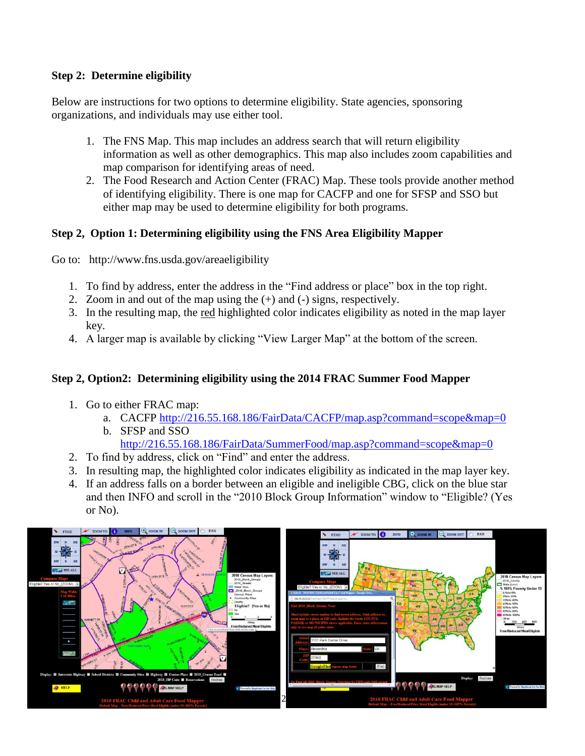### Step 2: Determine eligibility

Below are instructions for two options to determine eligibility. State agencies, sponsoring organizations, and individuals may use either tool.

1. The FNS Map. This map includes an address search that will return eligibility information as well as other demographics. This map also includes zoom capabilities and map comparison for identifying areas of need.
2. The Food Research and Action Center (FRAC) Map. These tools provide another method of identifying eligibility. There is one map for CACFP and one for SFSP and SSO but either map may be used to determine eligibility for both programs.

### Step 2, Option 1: Determining eligibility using the FNS Area Eligibility Mapper

Go to: http://www.fns.usda.gov/areaeligibility

1. To find by address, enter the address in the "Find address or place" box in the top right.
2. Zoom in and out of the map using the (+) and (-) signs, respectively.
3. In the resulting map, the red highlighted color indicates eligibility as noted in the map layer key.
4. A larger map is available by clicking "View Larger Map" at the bottom of the screen.

### Step 2, Option2: Determining eligibility using the 2014 FRAC Summer Food Mapper

1. Go to either FRAC map:
   a. CACFP http://216.55.168.186/FairData/CACFP/map.asp?command=scope&map=0
   b. SFSP and SSO http://216.55.168.186/FairData/SummerFood/map.asp?command=scope&map=0
2. To find by address, click on "Find" and enter the address.
3. In resulting map, the highlighted color indicates eligibility as indicated in the map layer key.
4. If an address falls on a border between an eligible and ineligible CBG, click on the blue star and then INFO and scroll in the "2010 Block Group Information" window to "Eligible? (Yes or No).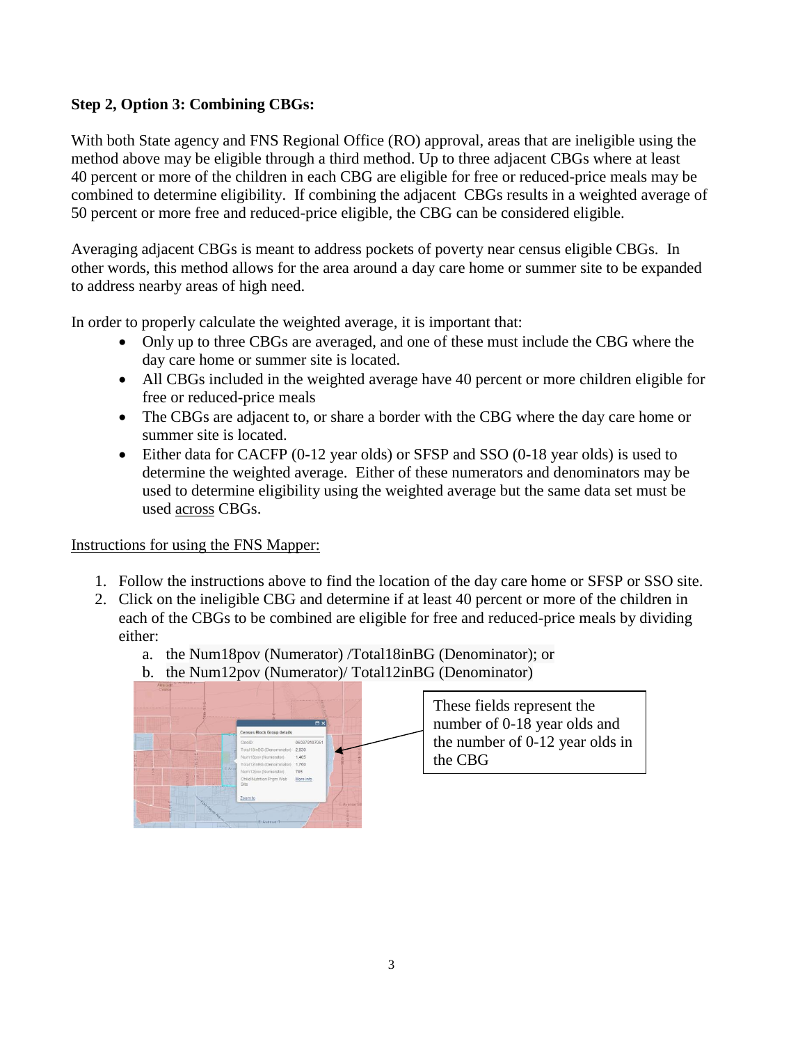**Step 2, Option 3: Combining CBGs:**

With both State agency and FNS Regional Office (RO) approval, areas that are ineligible using the method above may be eligible through a third method. Up to three adjacent CBGs where at least 40 percent or more of the children in each CBG are eligible for free or reduced-price meals may be combined to determine eligibility. If combining the adjacent CBGs results in a weighted average of 50 percent or more free and reduced-price eligible, the CBG can be considered eligible.

Averaging adjacent CBGs is meant to address pockets of poverty near census eligible CBGs. In other words, this method allows for the area around a day care home or summer site to be expanded to address nearby areas of high need.

In order to properly calculate the weighted average, it is important that:

- Only up to three CBGs are averaged, and one of these must include the CBG where the day care home or summer site is located.
- All CBGs included in the weighted average have 40 percent or more children eligible for free or reduced-price meals
- The CBGs are adjacent to, or share a border with the CBG where the day care home or summer site is located.
- Either data for CACFP (0-12 year olds) or SFSP and SSO (0-18 year olds) is used to determine the weighted average. Either of these numerators and denominators may be used to determine eligibility using the weighted average but the same data set must be used across CBGs.

Instructions for using the FNS Mapper:

1. Follow the instructions above to find the location of the day care home or SFSP or SSO site.
2. Click on the ineligible CBG and determine if at least 40 percent or more of the children in each of the CBGs to be combined are eligible for free and reduced-price meals by dividing either:
   a. the Num18pov (Numerator) /Total18inBG (Denominator); or
   b. the Num12pov (Numerator)/ Total12inBG (Denominator)

These fields represent the number of 0-18 year olds and the number of 0-12 year olds in the CBG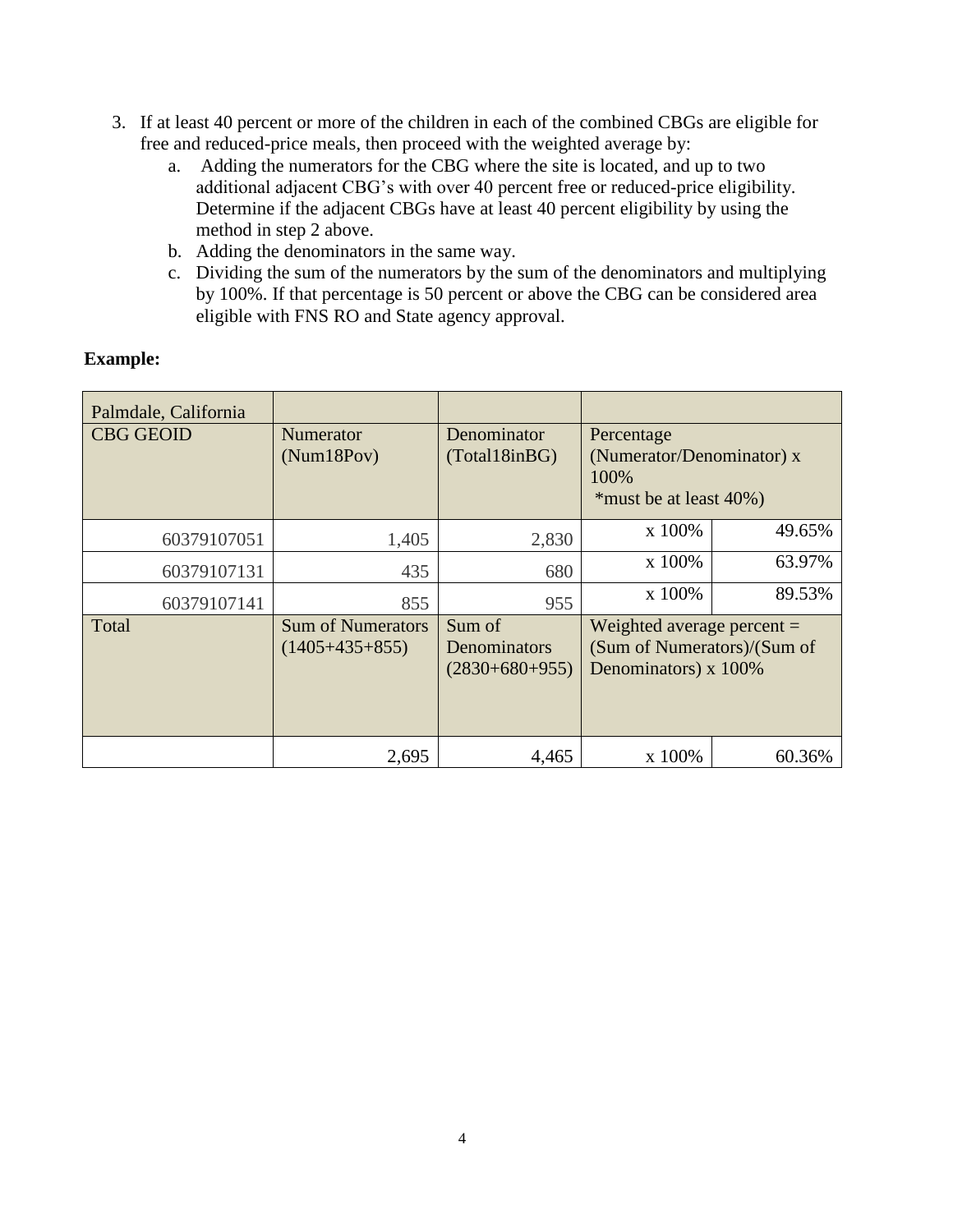3. If at least 40 percent or more of the children in each of the combined CBGs are eligible for free and reduced-price meals, then proceed with the weighted average by:
   a. Adding the numerators for the CBG where the site is located, and up to two additional adjacent CBG's with over 40 percent free or reduced-price eligibility. Determine if the adjacent CBGs have at least 40 percent eligibility by using the method in step 2 above.
   b. Adding the denominators in the same way.
   c. Dividing the sum of the numerators by the sum of the denominators and multiplying by 100%. If that percentage is 50 percent or above the CBG can be considered area eligible with FNS RO and State agency approval.

**Example:**

| Palmdale, California | | | | |
|---|---|---|---|---|
| CBG GEOID | Numerator (Num18Pov) | Denominator (Total18inBG) | Percentage (Numerator/Denominator) x 100% *must be at least 40%) | |
| 60379107051 | 1,405 | 2,830 | x 100% | 49.65% |
| 60379107131 | 435 | 680 | x 100% | 63.97% |
| 60379107141 | 855 | 955 | x 100% | 89.53% |
| Total | Sum of Numerators (1405+435+855) | Sum of Denominators (2830+680+955) | Weighted average percent = (Sum of Numerators)/(Sum of Denominators) x 100% | |
| | 2,695 | 4,465 | x 100% | 60.36% |